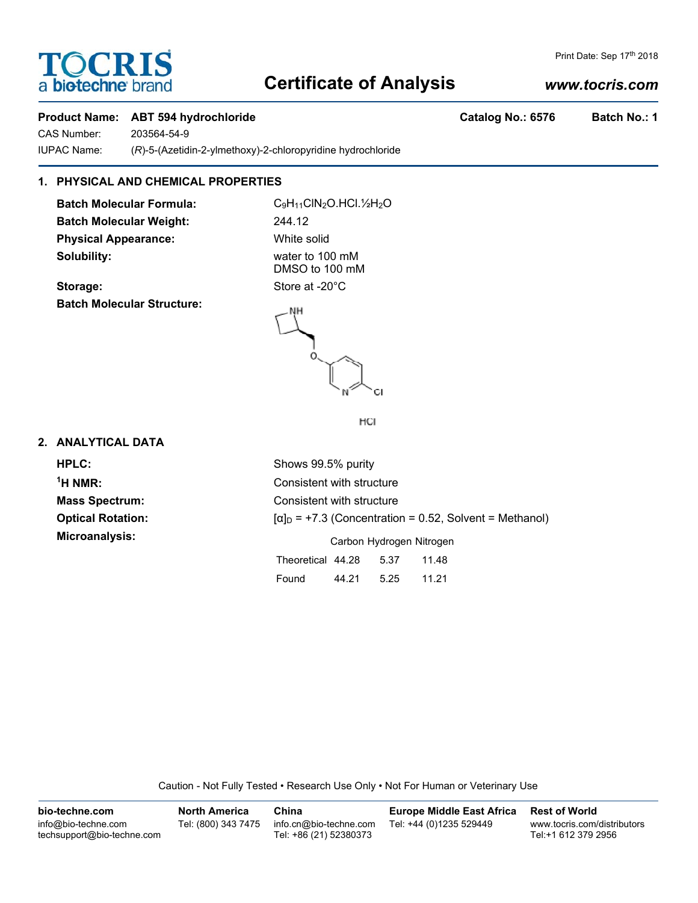TOCRIS
a biotechne brand

Print Date: Sep 17th 2018

# Certificate of Analysis

*www.tocris.com*

**Product Name: ABT 594 hydrochloride** **Catalog No.: 6576** **Batch No.: 1**

CAS Number: 203564-54-9

IUPAC Name: (*R*)-5-(Azetidin-2-ylmethoxy)-2-chloropyridine hydrochloride

## 1. PHYSICAL AND CHEMICAL PROPERTIES

**Batch Molecular Formula:** $C_9H_{11}ClN_2O.HCl.½H_2O$

**Batch Molecular Weight:** 244.12

**Physical Appearance:** White solid

**Solubility:** water to 100 mM
DMSO to 100 mM

**Storage:** Store at -20°C

**Batch Molecular Structure:**

HCl

## 2. ANALYTICAL DATA

**HPLC:** Shows 99.5% purity

**$^1$H NMR:** Consistent with structure

**Mass Spectrum:** Consistent with structure

**Optical Rotation:** $[\alpha]_D$ = +7.3 (Concentration = 0.52, Solvent = Methanol)

**Microanalysis:**

| | Carbon | Hydrogen | Nitrogen |
|---|---|---|---|
| Theoretical | 44.28 | 5.37 | 11.48 |
| Found | 44.21 | 5.25 | 11.21 |

Caution - Not Fully Tested • Research Use Only • Not For Human or Veterinary Use

**bio-techne.com**
info@bio-techne.com
techsupport@bio-techne.com

**North America**
Tel: (800) 343 7475

**China**
info.cn@bio-techne.com
Tel: +86 (21) 52380373

**Europe Middle East Africa**
Tel: +44 (0)1235 529449

**Rest of World**
www.tocris.com/distributors
Tel:+1 612 379 2956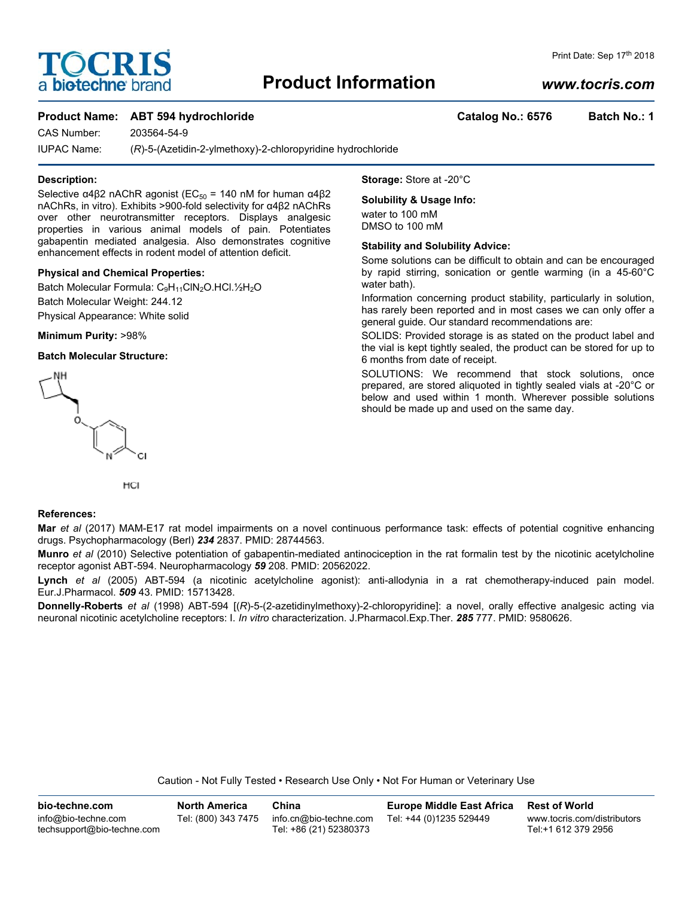# Product Information

**www.tocris.com**

**Product Name: ABT 594 hydrochloride** **Catalog No.: 6576** **Batch No.: 1**

CAS Number: 203564-54-9

IUPAC Name: (*R*)-5-(Azetidin-2-ylmethoxy)-2-chloropyridine hydrochloride

### Description:

Selective α4β2 nAChR agonist ($EC_{50}$ = 140 nM for human α4β2 nAChRs, in vitro). Exhibits >900-fold selectivity for α4β2 nAChRs over other neurotransmitter receptors. Displays analgesic properties in various animal models of pain. Potentiates gabapentin mediated analgesia. Also demonstrates cognitive enhancement effects in rodent model of attention deficit.

### Physical and Chemical Properties:

Batch Molecular Formula: $C_9H_{11}ClN_2O.HCl.½H_2O$

Batch Molecular Weight: 244.12

Physical Appearance: White solid

**Minimum Purity:** >98%

### Batch Molecular Structure:

HCl

**Storage:** Store at -20°C

### Solubility & Usage Info:

water to 100 mM

DMSO to 100 mM

### Stability and Solubility Advice:

Some solutions can be difficult to obtain and can be encouraged by rapid stirring, sonication or gentle warming (in a 45-60°C water bath).

Information concerning product stability, particularly in solution, has rarely been reported and in most cases we can only offer a general guide. Our standard recommendations are:

SOLIDS: Provided storage is as stated on the product label and the vial is kept tightly sealed, the product can be stored for up to 6 months from date of receipt.

SOLUTIONS: We recommend that stock solutions, once prepared, are stored aliquoted in tightly sealed vials at -20°C or below and used within 1 month. Wherever possible solutions should be made up and used on the same day.

### References:

**Mar** *et al* (2017) MAM-E17 rat model impairments on a novel continuous performance task: effects of potential cognitive enhancing drugs. Psychopharmacology (Berl) ***234*** 2837. PMID: 28744563.

**Munro** *et al* (2010) Selective potentiation of gabapentin-mediated antinociception in the rat formalin test by the nicotinic acetylcholine receptor agonist ABT-594. Neuropharmacology ***59*** 208. PMID: 20562022.

**Lynch** *et al* (2005) ABT-594 (a nicotinic acetylcholine agonist): anti-allodynia in a rat chemotherapy-induced pain model. Eur.J.Pharmacol. ***509*** 43. PMID: 15713428.

**Donnelly-Roberts** *et al* (1998) ABT-594 [(*R*)-5-(2-azetidinylmethoxy)-2-chloropyridine]: a novel, orally effective analgesic acting via neuronal nicotinic acetylcholine receptors: I. *In vitro* characterization. J.Pharmacol.Exp.Ther. ***285*** 777. PMID: 9580626.

Caution - Not Fully Tested • Research Use Only • Not For Human or Veterinary Use

| bio-techne.com | North America | China | Europe Middle East Africa | Rest of World |
|---|---|---|---|---|
| info@bio-techne.com<br>techsupport@bio-techne.com | Tel: (800) 343 7475 | info.cn@bio-techne.com<br>Tel: +86 (21) 52380373 | Tel: +44 (0)1235 529449 | www.tocris.com/distributors<br>Tel:+1 612 379 2956 |